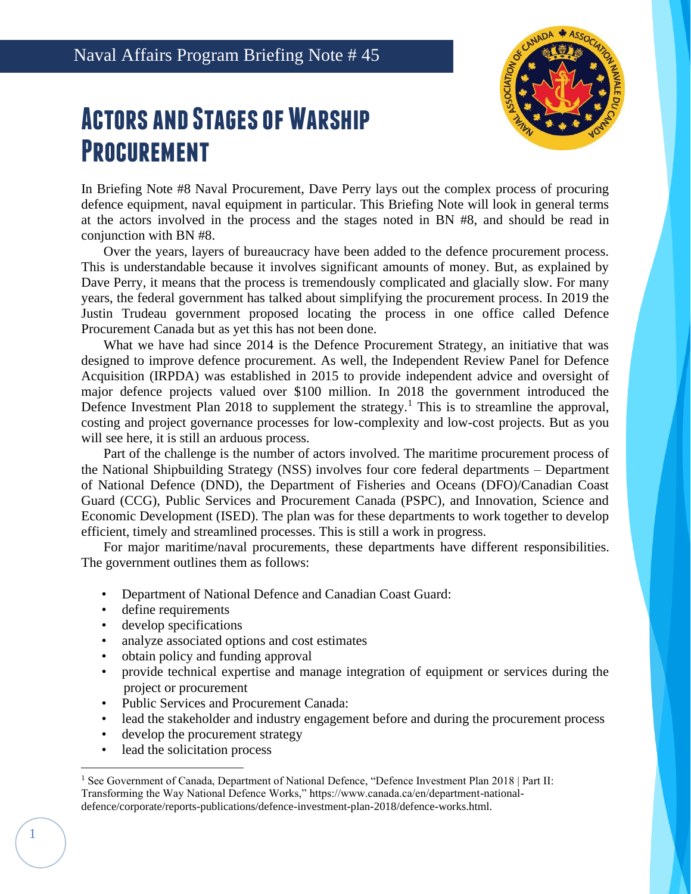Naval Affairs Program Briefing Note # 45

# Actors and Stages of Warship Procurement

In Briefing Note #8 Naval Procurement, Dave Perry lays out the complex process of procuring defence equipment, naval equipment in particular. This Briefing Note will look in general terms at the actors involved in the process and the stages noted in BN #8, and should be read in conjunction with BN #8.

Over the years, layers of bureaucracy have been added to the defence procurement process. This is understandable because it involves significant amounts of money. But, as explained by Dave Perry, it means that the process is tremendously complicated and glacially slow. For many years, the federal government has talked about simplifying the procurement process. In 2019 the Justin Trudeau government proposed locating the process in one office called Defence Procurement Canada but as yet this has not been done.

What we have had since 2014 is the Defence Procurement Strategy, an initiative that was designed to improve defence procurement. As well, the Independent Review Panel for Defence Acquisition (IRPDA) was established in 2015 to provide independent advice and oversight of major defence projects valued over $100 million. In 2018 the government introduced the Defence Investment Plan 2018 to supplement the strategy.[1] This is to streamline the approval, costing and project governance processes for low-complexity and low-cost projects. But as you will see here, it is still an arduous process.

Part of the challenge is the number of actors involved. The maritime procurement process of the National Shipbuilding Strategy (NSS) involves four core federal departments – Department of National Defence (DND), the Department of Fisheries and Oceans (DFO)/Canadian Coast Guard (CCG), Public Services and Procurement Canada (PSPC), and Innovation, Science and Economic Development (ISED). The plan was for these departments to work together to develop efficient, timely and streamlined processes. This is still a work in progress.

For major maritime/naval procurements, these departments have different responsibilities. The government outlines them as follows:

- Department of National Defence and Canadian Coast Guard:
- define requirements
- develop specifications
- analyze associated options and cost estimates
- obtain policy and funding approval
- provide technical expertise and manage integration of equipment or services during the project or procurement
- Public Services and Procurement Canada:
- lead the stakeholder and industry engagement before and during the procurement process
- develop the procurement strategy
- lead the solicitation process

[1] See Government of Canada, Department of National Defence, "Defence Investment Plan 2018 | Part II: Transforming the Way National Defence Works," https://www.canada.ca/en/department-national-defence/corporate/reports-publications/defence-investment-plan-2018/defence-works.html.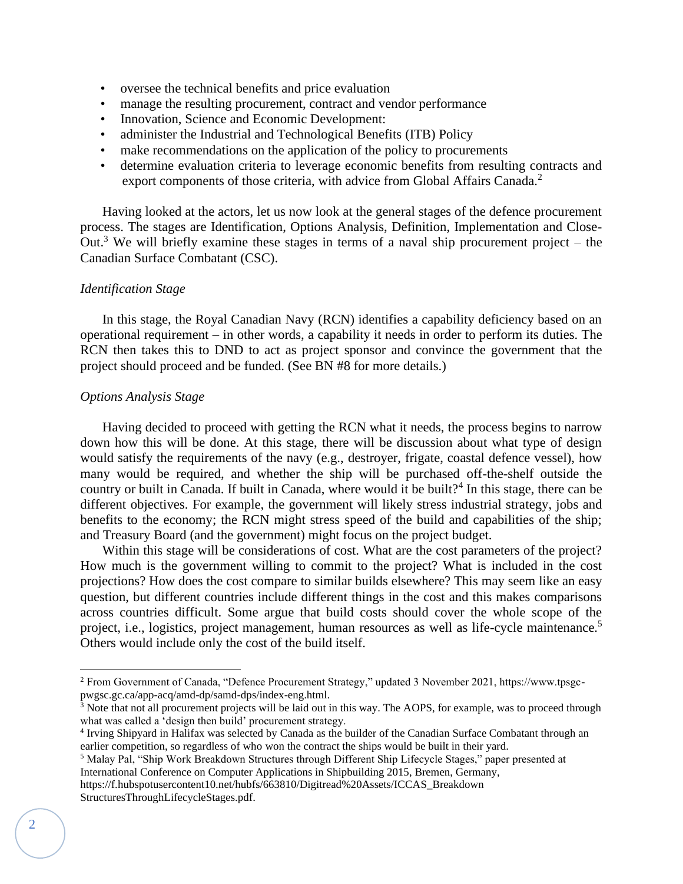- oversee the technical benefits and price evaluation
- manage the resulting procurement, contract and vendor performance
- Innovation, Science and Economic Development:
- administer the Industrial and Technological Benefits (ITB) Policy
- make recommendations on the application of the policy to procurements
- determine evaluation criteria to leverage economic benefits from resulting contracts and export components of those criteria, with advice from Global Affairs Canada.[2]

Having looked at the actors, let us now look at the general stages of the defence procurement process. The stages are Identification, Options Analysis, Definition, Implementation and Close-Out.[3] We will briefly examine these stages in terms of a naval ship procurement project – the Canadian Surface Combatant (CSC).

*Identification Stage*

In this stage, the Royal Canadian Navy (RCN) identifies a capability deficiency based on an operational requirement – in other words, a capability it needs in order to perform its duties. The RCN then takes this to DND to act as project sponsor and convince the government that the project should proceed and be funded. (See BN #8 for more details.)

*Options Analysis Stage*

Having decided to proceed with getting the RCN what it needs, the process begins to narrow down how this will be done. At this stage, there will be discussion about what type of design would satisfy the requirements of the navy (e.g., destroyer, frigate, coastal defence vessel), how many would be required, and whether the ship will be purchased off-the-shelf outside the country or built in Canada. If built in Canada, where would it be built?[4] In this stage, there can be different objectives. For example, the government will likely stress industrial strategy, jobs and benefits to the economy; the RCN might stress speed of the build and capabilities of the ship; and Treasury Board (and the government) might focus on the project budget.

Within this stage will be considerations of cost. What are the cost parameters of the project? How much is the government willing to commit to the project? What is included in the cost projections? How does the cost compare to similar builds elsewhere? This may seem like an easy question, but different countries include different things in the cost and this makes comparisons across countries difficult. Some argue that build costs should cover the whole scope of the project, i.e., logistics, project management, human resources as well as life-cycle maintenance.[5] Others would include only the cost of the build itself.

---

[2] From Government of Canada, "Defence Procurement Strategy," updated 3 November 2021, https://www.tpsgc-pwgsc.gc.ca/app-acq/amd-dp/samd-dps/index-eng.html.

[3] Note that not all procurement projects will be laid out in this way. The AOPS, for example, was to proceed through what was called a 'design then build' procurement strategy.

[4] Irving Shipyard in Halifax was selected by Canada as the builder of the Canadian Surface Combatant through an earlier competition, so regardless of who won the contract the ships would be built in their yard.

[5] Malay Pal, "Ship Work Breakdown Structures through Different Ship Lifecycle Stages," paper presented at International Conference on Computer Applications in Shipbuilding 2015, Bremen, Germany, https://f.hubspotusercontent10.net/hubfs/663810/Digitread%20Assets/ICCAS_Breakdown StructuresThroughLifecycleStages.pdf.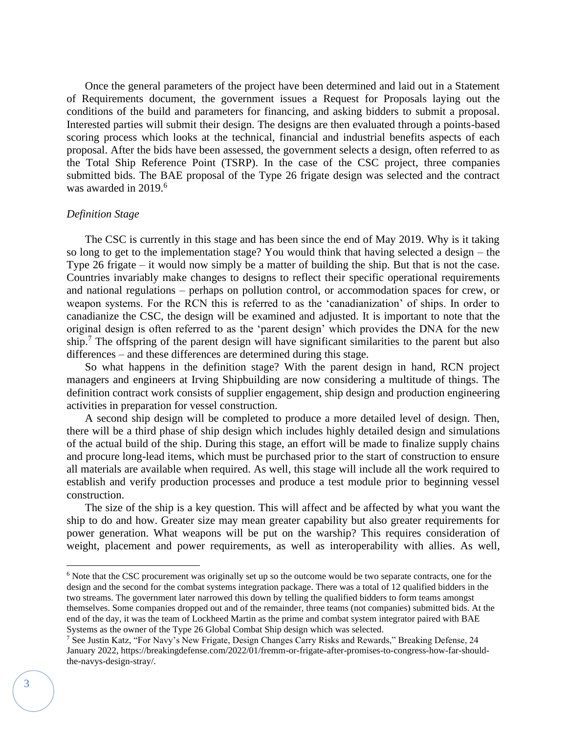Once the general parameters of the project have been determined and laid out in a Statement of Requirements document, the government issues a Request for Proposals laying out the conditions of the build and parameters for financing, and asking bidders to submit a proposal. Interested parties will submit their design. The designs are then evaluated through a points-based scoring process which looks at the technical, financial and industrial benefits aspects of each proposal. After the bids have been assessed, the government selects a design, often referred to as the Total Ship Reference Point (TSRP). In the case of the CSC project, three companies submitted bids. The BAE proposal of the Type 26 frigate design was selected and the contract was awarded in 2019.[6]

*Definition Stage*

The CSC is currently in this stage and has been since the end of May 2019. Why is it taking so long to get to the implementation stage? You would think that having selected a design – the Type 26 frigate – it would now simply be a matter of building the ship. But that is not the case. Countries invariably make changes to designs to reflect their specific operational requirements and national regulations – perhaps on pollution control, or accommodation spaces for crew, or weapon systems. For the RCN this is referred to as the 'canadianization' of ships. In order to canadianize the CSC, the design will be examined and adjusted. It is important to note that the original design is often referred to as the 'parent design' which provides the DNA for the new ship.[7] The offspring of the parent design will have significant similarities to the parent but also differences – and these differences are determined during this stage.

So what happens in the definition stage? With the parent design in hand, RCN project managers and engineers at Irving Shipbuilding are now considering a multitude of things. The definition contract work consists of supplier engagement, ship design and production engineering activities in preparation for vessel construction.

A second ship design will be completed to produce a more detailed level of design. Then, there will be a third phase of ship design which includes highly detailed design and simulations of the actual build of the ship. During this stage, an effort will be made to finalize supply chains and procure long-lead items, which must be purchased prior to the start of construction to ensure all materials are available when required. As well, this stage will include all the work required to establish and verify production processes and produce a test module prior to beginning vessel construction.

The size of the ship is a key question. This will affect and be affected by what you want the ship to do and how. Greater size may mean greater capability but also greater requirements for power generation. What weapons will be put on the warship? This requires consideration of weight, placement and power requirements, as well as interoperability with allies. As well,

---

[6] Note that the CSC procurement was originally set up so the outcome would be two separate contracts, one for the design and the second for the combat systems integration package. There was a total of 12 qualified bidders in the two streams. The government later narrowed this down by telling the qualified bidders to form teams amongst themselves. Some companies dropped out and of the remainder, three teams (not companies) submitted bids. At the end of the day, it was the team of Lockheed Martin as the prime and combat system integrator paired with BAE Systems as the owner of the Type 26 Global Combat Ship design which was selected.

[7] See Justin Katz, "For Navy's New Frigate, Design Changes Carry Risks and Rewards," Breaking Defense, 24 January 2022, https://breakingdefense.com/2022/01/fremm-or-frigate-after-promises-to-congress-how-far-should-the-navys-design-stray/.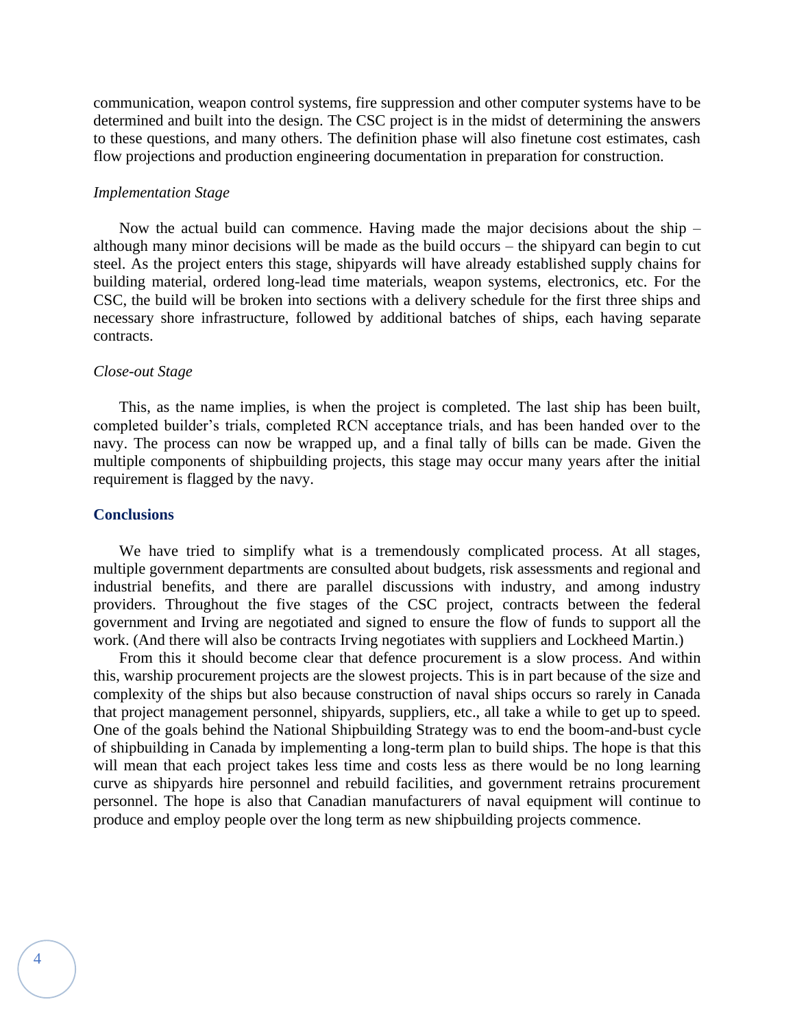communication, weapon control systems, fire suppression and other computer systems have to be determined and built into the design. The CSC project is in the midst of determining the answers to these questions, and many others. The definition phase will also finetune cost estimates, cash flow projections and production engineering documentation in preparation for construction.

*Implementation Stage*

Now the actual build can commence. Having made the major decisions about the ship – although many minor decisions will be made as the build occurs – the shipyard can begin to cut steel. As the project enters this stage, shipyards will have already established supply chains for building material, ordered long-lead time materials, weapon systems, electronics, etc. For the CSC, the build will be broken into sections with a delivery schedule for the first three ships and necessary shore infrastructure, followed by additional batches of ships, each having separate contracts.

*Close-out Stage*

This, as the name implies, is when the project is completed. The last ship has been built, completed builder's trials, completed RCN acceptance trials, and has been handed over to the navy. The process can now be wrapped up, and a final tally of bills can be made. Given the multiple components of shipbuilding projects, this stage may occur many years after the initial requirement is flagged by the navy.

## Conclusions

We have tried to simplify what is a tremendously complicated process. At all stages, multiple government departments are consulted about budgets, risk assessments and regional and industrial benefits, and there are parallel discussions with industry, and among industry providers. Throughout the five stages of the CSC project, contracts between the federal government and Irving are negotiated and signed to ensure the flow of funds to support all the work. (And there will also be contracts Irving negotiates with suppliers and Lockheed Martin.)

From this it should become clear that defence procurement is a slow process. And within this, warship procurement projects are the slowest projects. This is in part because of the size and complexity of the ships but also because construction of naval ships occurs so rarely in Canada that project management personnel, shipyards, suppliers, etc., all take a while to get up to speed. One of the goals behind the National Shipbuilding Strategy was to end the boom-and-bust cycle of shipbuilding in Canada by implementing a long-term plan to build ships. The hope is that this will mean that each project takes less time and costs less as there would be no long learning curve as shipyards hire personnel and rebuild facilities, and government retrains procurement personnel. The hope is also that Canadian manufacturers of naval equipment will continue to produce and employ people over the long term as new shipbuilding projects commence.